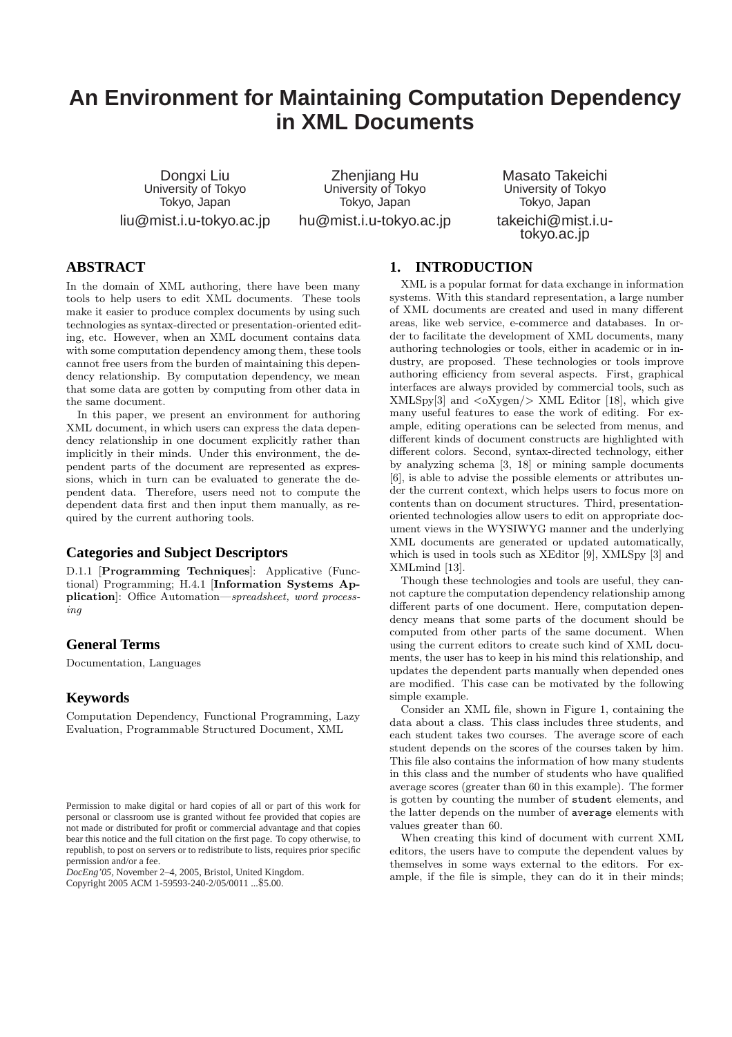# An Environment for Maintaining Computation Dependency in XML Documents

Dongxi Liu
University of Tokyo
Tokyo, Japan
liu@mist.i.u-tokyo.ac.jp

Zhenjiang Hu
University of Tokyo
Tokyo, Japan
hu@mist.i.u-tokyo.ac.jp

Masato Takeichi
University of Tokyo
Tokyo, Japan
takeichi@mist.i.u-tokyo.ac.jp

## ABSTRACT

In the domain of XML authoring, there have been many tools to help users to edit XML documents. These tools make it easier to produce complex documents by using such technologies as syntax-directed or presentation-oriented editing, etc. However, when an XML document contains data with some computation dependency among them, these tools cannot free users from the burden of maintaining this dependency relationship. By computation dependency, we mean that some data are gotten by computing from other data in the same document.

In this paper, we present an environment for authoring XML document, in which users can express the data dependency relationship in one document explicitly rather than implicitly in their minds. Under this environment, the dependent parts of the document are represented as expressions, which in turn can be evaluated to generate the dependent data. Therefore, users need not to compute the dependent data first and then input them manually, as required by the current authoring tools.

### Categories and Subject Descriptors

D.1.1 [**Programming Techniques**]: Applicative (Functional) Programming; H.4.1 [**Information Systems Application**]: Office Automation—*spreadsheet, word processing*

### General Terms

Documentation, Languages

### Keywords

Computation Dependency, Functional Programming, Lazy Evaluation, Programmable Structured Document, XML

Permission to make digital or hard copies of all or part of this work for personal or classroom use is granted without fee provided that copies are not made or distributed for profit or commercial advantage and that copies bear this notice and the full citation on the first page. To copy otherwise, to republish, to post on servers or to redistribute to lists, requires prior specific permission and/or a fee.
*DocEng'05*, November 2–4, 2005, Bristol, United Kingdom.
Copyright 2005 ACM 1-59593-240-2/05/0011 ...$5.00.

## 1. INTRODUCTION

XML is a popular format for data exchange in information systems. With this standard representation, a large number of XML documents are created and used in many different areas, like web service, e-commerce and databases. In order to facilitate the development of XML documents, many authoring technologies or tools, either in academic or in industry, are proposed. These technologies or tools improve authoring efficiency from several aspects. First, graphical interfaces are always provided by commercial tools, such as XMLSpy[3] and <oXygen/> XML Editor [18], which give many useful features to ease the work of editing. For example, editing operations can be selected from menus, and different kinds of document constructs are highlighted with different colors. Second, syntax-directed technology, either by analyzing schema [3, 18] or mining sample documents [6], is able to advise the possible elements or attributes under the current context, which helps users to focus more on contents than on document structures. Third, presentation-oriented technologies allow users to edit on appropriate document views in the WYSIWYG manner and the underlying XML documents are generated or updated automatically, which is used in tools such as XEditor [9], XMLSpy [3] and XMLmind [13].

Though these technologies and tools are useful, they cannot capture the computation dependency relationship among different parts of one document. Here, computation dependency means that some parts of the document should be computed from other parts of the same document. When using the current editors to create such kind of XML documents, the user has to keep in his mind this relationship, and updates the dependent parts manually when depended ones are modified. This case can be motivated by the following simple example.

Consider an XML file, shown in Figure 1, containing the data about a class. This class includes three students, and each student takes two courses. The average score of each student depends on the scores of the courses taken by him. This file also contains the information of how many students in this class and the number of students who have qualified average scores (greater than 60 in this example). The former is gotten by counting the number of `student` elements, and the latter depends on the number of `average` elements with values greater than 60.

When creating this kind of document with current XML editors, the users have to compute the dependent values by themselves in some ways external to the editors. For example, if the file is simple, they can do it in their minds;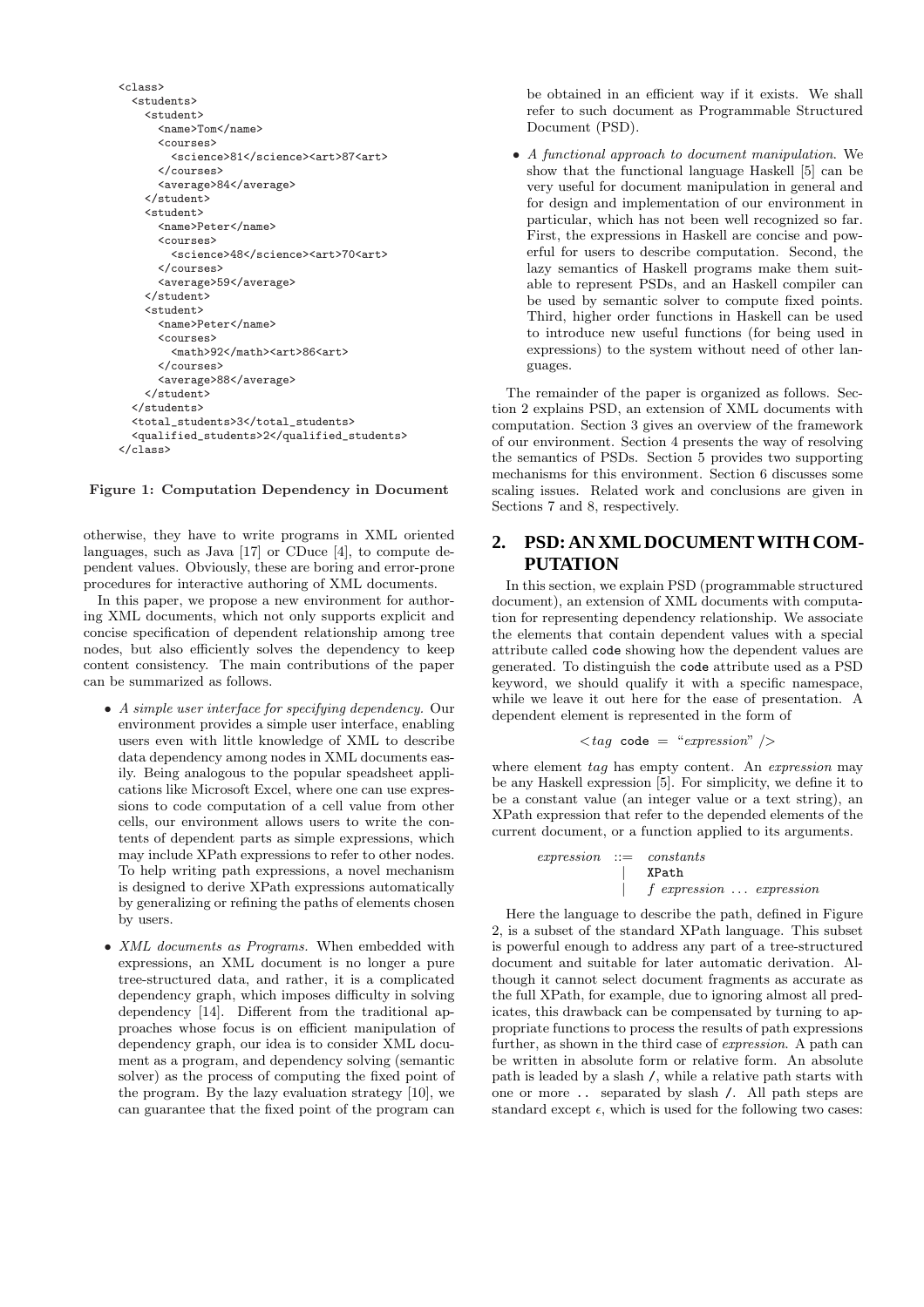```
<class>
  <students>
    <student>
      <name>Tom</name>
      <courses>
        <science>81</science><art>87<art>
      </courses>
      <average>84</average>
    </student>
    <student>
      <name>Peter</name>
      <courses>
        <science>48</science><art>70<art>
      </courses>
      <average>59</average>
    </student>
    <student>
      <name>Peter</name>
      <courses>
        <math>92</math><art>86<art>
      </courses>
      <average>88</average>
    </student>
  </students>
  <total_students>3</total_students>
  <qualified_students>2</qualified_students>
</class>
```

**Figure 1: Computation Dependency in Document**

otherwise, they have to write programs in XML oriented languages, such as Java [17] or CDuce [4], to compute dependent values. Obviously, these are boring and error-prone procedures for interactive authoring of XML documents.

In this paper, we propose a new environment for authoring XML documents, which not only supports explicit and concise specification of dependent relationship among tree nodes, but also efficiently solves the dependency to keep content consistency. The main contributions of the paper can be summarized as follows.

- *A simple user interface for specifying dependency.* Our environment provides a simple user interface, enabling users even with little knowledge of XML to describe data dependency among nodes in XML documents easily. Being analogous to the popular speadsheet applications like Microsoft Excel, where one can use expressions to code computation of a cell value from other cells, our environment allows users to write the contents of dependent parts as simple expressions, which may include XPath expressions to refer to other nodes. To help writing path expressions, a novel mechanism is designed to derive XPath expressions automatically by generalizing or refining the paths of elements chosen by users.
- *XML documents as Programs.* When embedded with expressions, an XML document is no longer a pure tree-structured data, and rather, it is a complicated dependency graph, which imposes difficulty in solving dependency [14]. Different from the traditional approaches whose focus is on efficient manipulation of dependency graph, our idea is to consider XML document as a program, and dependency solving (semantic solver) as the process of computing the fixed point of the program. By the lazy evaluation strategy [10], we can guarantee that the fixed point of the program can be obtained in an efficient way if it exists. We shall refer to such document as Programmable Structured Document (PSD).
- *A functional approach to document manipulation.* We show that the functional language Haskell [5] can be very useful for document manipulation in general and for design and implementation of our environment in particular, which has not been well recognized so far. First, the expressions in Haskell are concise and powerful for users to describe computation. Second, the lazy semantics of Haskell programs make them suitable to represent PSDs, and an Haskell compiler can be used by semantic solver to compute fixed points. Third, higher order functions in Haskell can be used to introduce new useful functions (for being used in expressions) to the system without need of other languages.

The remainder of the paper is organized as follows. Section 2 explains PSD, an extension of XML documents with computation. Section 3 gives an overview of the framework of our environment. Section 4 presents the way of resolving the semantics of PSDs. Section 5 provides two supporting mechanisms for this environment. Section 6 discusses some scaling issues. Related work and conclusions are given in Sections 7 and 8, respectively.

## 2. PSD: AN XML DOCUMENT WITH COMPUTATION

In this section, we explain PSD (programmable structured document), an extension of XML documents with computation for representing dependency relationship. We associate the elements that contain dependent values with a special attribute called `code` showing how the dependent values are generated. To distinguish the `code` attribute used as a PSD keyword, we should qualify it with a specific namespace, while we leave it out here for the ease of presentation. A dependent element is represented in the form of

$$< tag \ \texttt{code} \ = \ \text{“}expression\text{”} \ />$$

where element *tag* has empty content. An *expression* may be any Haskell expression [5]. For simplicity, we define it to be a constant value (an integer value or a text string), an XPath expression that refer to the depended elements of the current document, or a function applied to its arguments.

$$\begin{array}{lcl} expression & ::= & constants \\ & | & \texttt{XPath} \\ & | & f \ expression \ \ldots \ expression \end{array}$$

Here the language to describe the path, defined in Figure 2, is a subset of the standard XPath language. This subset is powerful enough to address any part of a tree-structured document and suitable for later automatic derivation. Although it cannot select document fragments as accurate as the full XPath, for example, due to ignoring almost all predicates, this drawback can be compensated by turning to appropriate functions to process the results of path expressions further, as shown in the third case of *expression*. A path can be written in absolute form or relative form. An absolute path is leaded by a slash `/`, while a relative path starts with one or more `..` separated by slash `/`. All path steps are standard except $\epsilon$, which is used for the following two cases: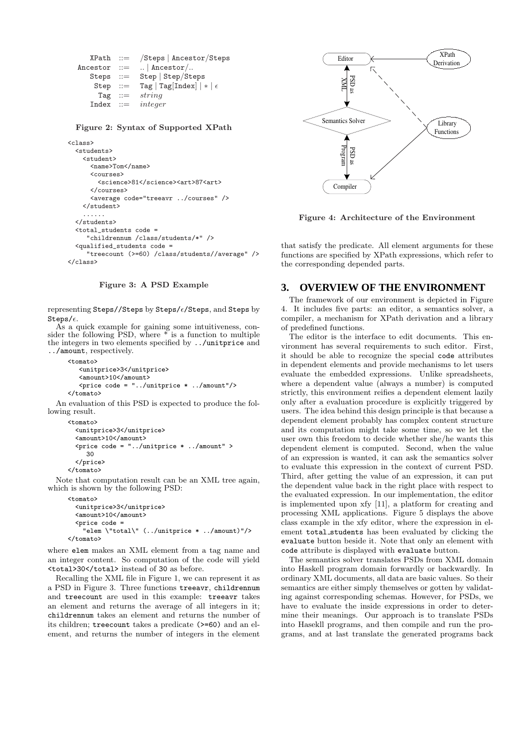```
XPath    ::=  /Steps | Ancestor/Steps
Ancestor ::=  .. | Ancestor/..
Steps    ::=  Step | Step/Steps
Step     ::=  Tag | Tag[Index] | * | ε
Tag      ::=  string
Index    ::=  integer
```

**Figure 2: Syntax of Supported XPath**

```
<class>
  <students>
    <student>
      <name>Tom</name>
      <courses>
        <science>81</science><art>87<art>
      </courses>
      <average code="treeavr ../courses" />
    </student>
    ......
  </students>
  <total_students code =
      "childrennum /class/students/*" />
  <qualified_students code =
      "treecount (>=60) /class/students//average" />
</class>
```

**Figure 3: A PSD Example**

representing `Steps//Steps` by `Steps/`$\epsilon$`/Steps`, and `Steps` by `Steps/`$\epsilon$.

As a quick example for gaining some intuitiveness, consider the following PSD, where * is a function to multiple the integers in two elements specified by `../unitprice` and `../amount`, respectively.

```
<tomato>
   <unitprice>3</unitprice>
   <amount>10</amount>
   <price code = "../unitprice * ../amount"/>
</tomato>
```

An evaluation of this PSD is expected to produce the following result.

```
<tomato>
  <unitprice>3</unitprice>
  <amount>10</amount>
  <price code = "../unitprice * ../amount" >
    30
  </price>
</tomato>
```

Note that computation result can be an XML tree again, which is shown by the following PSD:

```
<tomato>
  <unitprice>3</unitprice>
  <amount>10</amount>
  <price code =
    "elem \"total\" (../unitprice * ../amount)"/>
</tomato>
```

where `elem` makes an XML element from a tag name and an integer content. So computation of the code will yield `<total>30</total>` instead of `30` as before.

Recalling the XML file in Figure 1, we can represent it as a PSD in Figure 3. Three functions `treeavr`, `childrennum` and `treecount` are used in this example: `treeavr` takes an element and returns the average of all integers in it; `childrennum` takes an element and returns the number of its children; `treecount` takes a predicate `(>=60)` and an element, and returns the number of integers in the element that satisfy the predicate. All element arguments for these functions are specified by XPath expressions, which refer to the corresponding depended parts.

**Figure 4: Architecture of the Environment**

## 3. OVERVIEW OF THE ENVIRONMENT

The framework of our environment is depicted in Figure 4. It includes five parts: an editor, a semantics solver, a compiler, a mechanism for XPath derivation and a library of predefined functions.

The editor is the interface to edit documents. This environment has several requirements to such editor. First, it should be able to recognize the special `code` attributes in dependent elements and provide mechanisms to let users evaluate the embedded expressions. Unlike spreadsheets, where a dependent value (always a number) is computed strictly, this environment reifies a dependent element lazily only after a evaluation procedure is explicitly triggered by users. The idea behind this design principle is that because a dependent element probably has complex content structure and its computation might take some time, so we let the user own this freedom to decide whether she/he wants this dependent element is computed. Second, when the value of an expression is wanted, it can ask the semantics solver to evaluate this expression in the context of current PSD. Third, after getting the value of an expression, it can put the dependent value back in the right place with respect to the evaluated expression. In our implementation, the editor is implemented upon xfy [11], a platform for creating and processing XML applications. Figure 5 displays the above class example in the xfy editor, where the expression in element total_students has been evaluated by clicking the `evaluate` button beside it. Note that only an element with `code` attribute is displayed with `evaluate` button.

The semantics solver translates PSDs from XML domain into Haskell program domain forwardly or backwardly. In ordinary XML documents, all data are basic values. So their semantics are either simply themselves or gotten by validating against corresponding schemas. However, for PSDs, we have to evaluate the inside expressions in order to determine their meanings. Our approach is to translate PSDs into Hasekll programs, and then compile and run the programs, and at last translate the generated programs back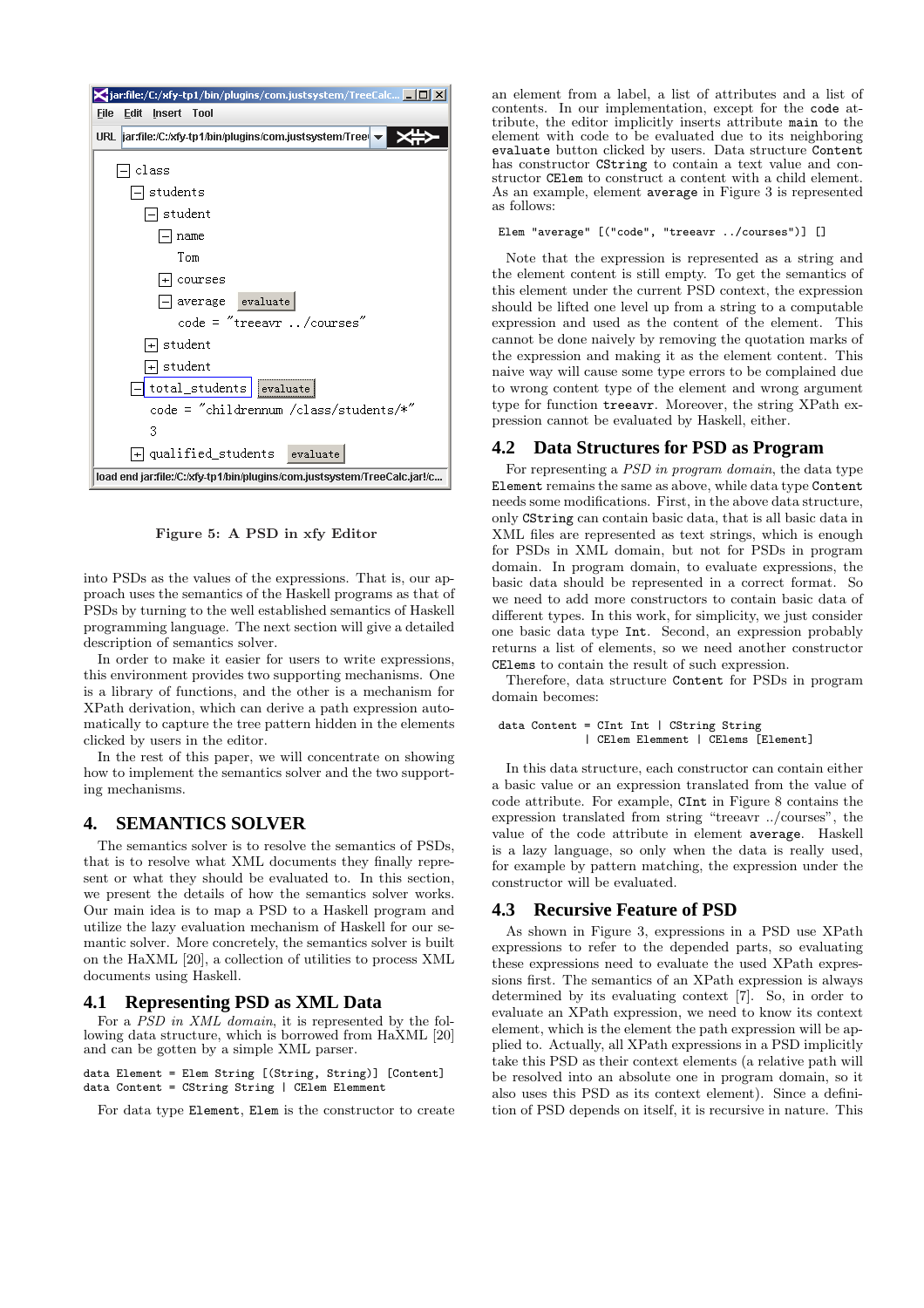Figure 5: A PSD in xfy Editor

into PSDs as the values of the expressions. That is, our approach uses the semantics of the Haskell programs as that of PSDs by turning to the well established semantics of Haskell programming language. The next section will give a detailed description of semantics solver.

In order to make it easier for users to write expressions, this environment provides two supporting mechanisms. One is a library of functions, and the other is a mechanism for XPath derivation, which can derive a path expression automatically to capture the tree pattern hidden in the elements clicked by users in the editor.

In the rest of this paper, we will concentrate on showing how to implement the semantics solver and the two supporting mechanisms.

## 4. SEMANTICS SOLVER

The semantics solver is to resolve the semantics of PSDs, that is to resolve what XML documents they finally represent or what they should be evaluated to. In this section, we present the details of how the semantics solver works. Our main idea is to map a PSD to a Haskell program and utilize the lazy evaluation mechanism of Haskell for our semantic solver. More concretely, the semantics solver is built on the HaXML [20], a collection of utilities to process XML documents using Haskell.

### 4.1 Representing PSD as XML Data

For a *PSD in XML domain*, it is represented by the following data structure, which is borrowed from HaXML [20] and can be gotten by a simple XML parser.

```
data Element = Elem String [(String, String)] [Content]
data Content = CString String | CElem Elemment
```

For data type `Element`, `Elem` is the constructor to create an element from a label, a list of attributes and a list of contents. In our implementation, except for the `code` attribute, the editor implicitly inserts attribute `main` to the element with code to be evaluated due to its neighboring `evaluate` button clicked by users. Data structure `Content` has constructor `CString` to contain a text value and constructor `CElem` to construct a content with a child element. As an example, element `average` in Figure 3 is represented as follows:

```
Elem "average" [("code", "treeavr ../courses")] []
```

Note that the expression is represented as a string and the element content is still empty. To get the semantics of this element under the current PSD context, the expression should be lifted one level up from a string to a computable expression and used as the content of the element. This cannot be done naively by removing the quotation marks of the expression and making it as the element content. This naive way will cause some type errors to be complained due to wrong content type of the element and wrong argument type for function `treeavr`. Moreover, the string XPath expression cannot be evaluated by Haskell, either.

### 4.2 Data Structures for PSD as Program

For representing a *PSD in program domain*, the data type `Element` remains the same as above, while data type `Content` needs some modifications. First, in the above data structure, only `CString` can contain basic data, that is all basic data in XML files are represented as text strings, which is enough for PSDs in XML domain, but not for PSDs in program domain. In program domain, to evaluate expressions, the basic data should be represented in a correct format. So we need to add more constructors to contain basic data of different types. In this work, for simplicity, we just consider one basic data type `Int`. Second, an expression probably returns a list of elements, so we need another constructor `CElems` to contain the result of such expression.

Therefore, data structure `Content` for PSDs in program domain becomes:

```
data Content = CInt Int | CString String
             | CElem Elemment | CElems [Element]
```

In this data structure, each constructor can contain either a basic value or an expression translated from the value of code attribute. For example, `CInt` in Figure 8 contains the expression translated from string "treeavr ../courses", the value of the code attribute in element `average`. Haskell is a lazy language, so only when the data is really used, for example by pattern matching, the expression under the constructor will be evaluated.

### 4.3 Recursive Feature of PSD

As shown in Figure 3, expressions in a PSD use XPath expressions to refer to the depended parts, so evaluating these expressions need to evaluate the used XPath expressions first. The semantics of an XPath expression is always determined by its evaluating context [7]. So, in order to evaluate an XPath expression, we need to know its context element, which is the element the path expression will be applied to. Actually, all XPath expressions in a PSD implicitly take this PSD as their context elements (a relative path will be resolved into an absolute one in program domain, so it also uses this PSD as its context element). Since a definition of PSD depends on itself, it is recursive in nature. This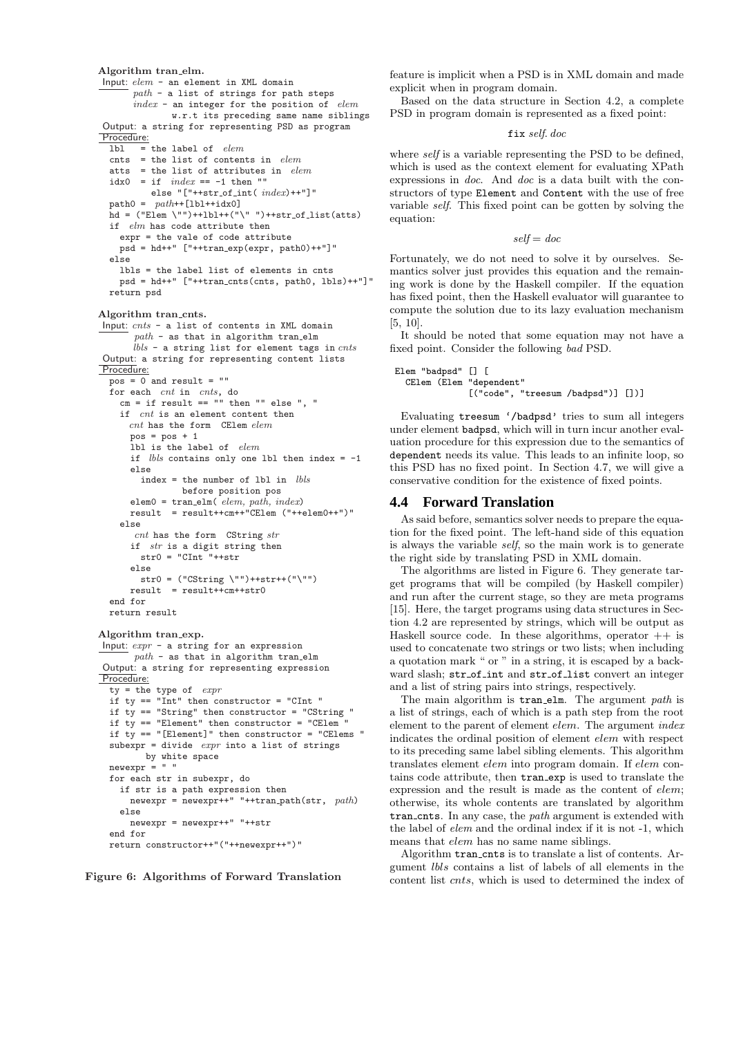**Algorithm tran_elm.**

```
Input: elem - an element in XML domain
       path - a list of strings for path steps
       index - an integer for the position of elem
               w.r.t its preceding same name siblings
Output: a string for representing PSD as program
Procedure:
  lbl   = the label of  elem
  cnts  = the list of contents in  elem
  atts  = the list of attributes in  elem
  idx0  = if  index == -1 then ""
          else "["++str_of_int( index)++"]"
  path0 =  path++[lbl++idx0]
  hd = ("Elem \"")++lbl++("\" ")++str_of_list(atts)
  if  elm has code attribute then
    expr = the vale of code attribute
    psd = hd++" ["++tran_exp(expr, path0)++"]"
  else
    lbls = the label list of elements in cnts
    psd = hd++" ["++tran_cnts(cnts, path0, lbls)++"]"
  return psd
```

**Algorithm tran_cnts.**

```
Input: cnts - a list of contents in XML domain
       path - as that in algorithm tran_elm
       lbls - a string list for element tags in cnts
Output: a string for representing content lists
Procedure:
  pos = 0 and result = ""
  for each  cnt in  cnts, do
    cm = if result == "" then "" else ", "
    if  cnt is an element content then
      cnt has the form  CElem elem
      pos = pos + 1
      lbl is the label of  elem
      if  lbls contains only one lbl then index = -1
      else
        index = the number of lbl in  lbls
                before position pos
      elem0 = tran_elm( elem, path, index)
      result  = result++cm++"CElem ("++elem0++")"
    else
       cnt has the form  CString str
      if  str is a digit string then
        str0 = "CInt "++str
      else
        str0 = ("CString \"")++str++("\"")
      result  = result++cm++str0
  end for
  return result
```

**Algorithm tran_exp.**

```
Input: expr - a string for an expression
       path - as that in algorithm tran_elm
Output: a string for representing expression
Procedure:
  ty = the type of  expr
  if ty == "Int" then constructor = "CInt "
  if ty == "String" then constructor = "CString "
  if ty == "Element" then constructor = "CElem "
  if ty == "[Element]" then constructor = "CElems "
  subexpr = divide  expr into a list of strings
         by white space
  newexpr = " "
  for each str in subexpr, do
    if str is a path expression then
      newexpr = newexpr++" "++tran_path(str,  path)
    else
      newexpr = newexpr++" "++str
  end for
  return constructor++"("++newexpr++")"
```

**Figure 6: Algorithms of Forward Translation**

feature is implicit when a PSD is in XML domain and made explicit when in program domain.

Based on the data structure in Section 4.2, a complete PSD in program domain is represented as a fixed point:

$$\texttt{fix}\ \mathit{self}.\ \mathit{doc}$$

where *self* is a variable representing the PSD to be defined, which is used as the context element for evaluating XPath expressions in *doc*. And *doc* is a data built with the constructors of type `Element` and `Content` with the use of free variable *self*. This fixed point can be gotten by solving the equation:

$$\mathit{self} = \mathit{doc}$$

Fortunately, we do not need to solve it by ourselves. Semantics solver just provides this equation and the remaining work is done by the Haskell compiler. If the equation has fixed point, then the Haskell evaluator will guarantee to compute the solution due to its lazy evaluation mechanism [5, 10].

It should be noted that some equation may not have a fixed point. Consider the following *bad* PSD.

```
Elem "badpsd" [] [
  CElem (Elem "dependent"
            [("code", "treesum /badpsd")] [])]
```

Evaluating `treesum '/badpsd'` tries to sum all integers under element `badpsd`, which will in turn incur another evaluation procedure for this expression due to the semantics of `dependent` needs its value. This leads to an infinite loop, so this PSD has no fixed point. In Section 4.7, we will give a conservative condition for the existence of fixed points.

## 4.4 Forward Translation

As said before, semantics solver needs to prepare the equation for the fixed point. The left-hand side of this equation is always the variable *self*, so the main work is to generate the right side by translating PSD in XML domain.

The algorithms are listed in Figure 6. They generate target programs that will be compiled (by Haskell compiler) and run after the current stage, so they are meta programs [15]. Here, the target programs using data structures in Section 4.2 are represented by strings, which will be output as Haskell source code. In these algorithms, operator ++ is used to concatenate two strings or two lists; when including a quotation mark " or " in a string, it is escaped by a backward slash; `str_of_int` and `str_of_list` convert an integer and a list of string pairs into strings, respectively.

The main algorithm is `tran_elm`. The argument *path* is a list of strings, each of which is a path step from the root element to the parent of element *elem*. The argument *index* indicates the ordinal position of element *elem* with respect to its preceding same label sibling elements. This algorithm translates element *elem* into program domain. If *elem* contains code attribute, then `tran_exp` is used to translate the expression and the result is made as the content of *elem*; otherwise, its whole contents are translated by algorithm `tran_cnts`. In any case, the *path* argument is extended with the label of *elem* and the ordinal index if it is not -1, which means that *elem* has no same name siblings.

Algorithm `tran_cnts` is to translate a list of contents. Argument *lbls* contains a list of labels of all elements in the content list *cnts*, which is used to determined the index of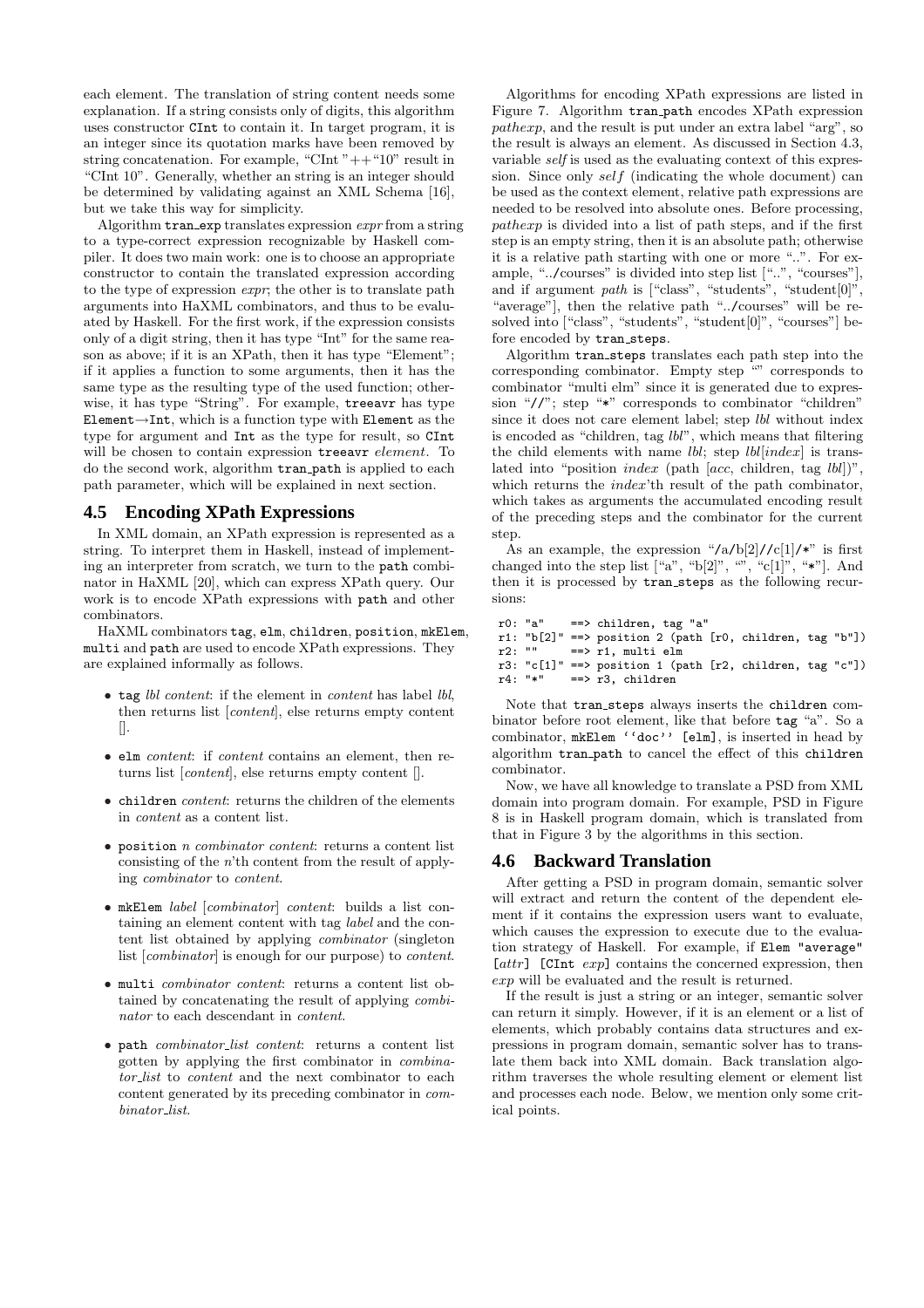each element. The translation of string content needs some explanation. If a string consists only of digits, this algorithm uses constructor `CInt` to contain it. In target program, it is an integer since its quotation marks have been removed by string concatenation. For example, "CInt "++"10" result in "CInt 10". Generally, whether an string is an integer should be determined by validating against an XML Schema [16], but we take this way for simplicity.

Algorithm `tran_exp` translates expression *expr* from a string to a type-correct expression recognizable by Haskell compiler. It does two main work: one is to choose an appropriate constructor to contain the translated expression according to the type of expression *expr*; the other is to translate path arguments into HaXML combinators, and thus to be evaluated by Haskell. For the first work, if the expression consists only of a digit string, then it has type "Int" for the same reason as above; if it is an XPath, then it has type "Element"; if it applies a function to some arguments, then it has the same type as the resulting type of the used function; otherwise, it has type "String". For example, `treeavr` has type `Element`→`Int`, which is a function type with `Element` as the type for argument and `Int` as the type for result, so `CInt` will be chosen to contain expression `treeavr` *element*. To do the second work, algorithm `tran_path` is applied to each path parameter, which will be explained in next section.

## 4.5 Encoding XPath Expressions

In XML domain, an XPath expression is represented as a string. To interpret them in Haskell, instead of implementing an interpreter from scratch, we turn to the `path` combinator in HaXML [20], which can express XPath query. Our work is to encode XPath expressions with `path` and other combinators.

HaXML combinators `tag`, `elm`, `children`, `position`, `mkElem`, `multi` and `path` are used to encode XPath expressions. They are explained informally as follows.

- `tag` *lbl content*: if the element in *content* has label *lbl*, then returns list [*content*], else returns empty content [].
- `elm` *content*: if *content* contains an element, then returns list [*content*], else returns empty content [].
- `children` *content*: returns the children of the elements in *content* as a content list.
- `position` *n combinator content*: returns a content list consisting of the *n*'th content from the result of applying *combinator* to *content*.
- `mkElem` *label* [*combinator*] *content*: builds a list containing an element content with tag *label* and the content list obtained by applying *combinator* (singleton list [*combinator*] is enough for our purpose) to *content*.
- `multi` *combinator content*: returns a content list obtained by concatenating the result of applying *combinator* to each descendant in *content*.
- `path` *combinator_list content*: returns a content list gotten by applying the first combinator in *combinator_list* to *content* and the next combinator to each content generated by its preceding combinator in *combinator_list*.

Algorithms for encoding XPath expressions are listed in Figure 7. Algorithm `tran_path` encodes XPath expression *pathexp*, and the result is put under an extra label "arg", so the result is always an element. As discussed in Section 4.3, variable *self* is used as the evaluating context of this expression. Since only *self* (indicating the whole document) can be used as the context element, relative path expressions are needed to be resolved into absolute ones. Before processing, *pathexp* is divided into a list of path steps, and if the first step is an empty string, then it is an absolute path; otherwise it is a relative path starting with one or more "..". For example, "../courses" is divided into step list ["..", "courses"], and if argument *path* is ["class", "students", "student[0]", "average"], then the relative path "../courses" will be resolved into ["class", "students", "student[0]", "courses"] before encoded by `tran_steps`.

Algorithm `tran_steps` translates each path step into the corresponding combinator. Empty step "" corresponds to combinator "multi elm" since it is generated due to expression "//"; step "*" corresponds to combinator "children" since it does not care element label; step *lbl* without index is encoded as "children, tag *lbl*", which means that filtering the child elements with name *lbl*; step *lbl*[*index*] is translated into "position *index* (path [*acc*, children, tag *lbl*])", which returns the *index*'th result of the path combinator, which takes as arguments the accumulated encoding result of the preceding steps and the combinator for the current step.

As an example, the expression "/a/b[2]//c[1]/*" is first changed into the step list ["a", "b[2]", "", "c[1]", "*"]. And then it is processed by `tran_steps` as the following recursions:

```
r0: "a"    ==> children, tag "a"
r1: "b[2]" ==> position 2 (path [r0, children, tag "b"])
r2: ""     ==> r1, multi elm
r3: "c[1]" ==> position 1 (path [r2, children, tag "c"])
r4: "*"    ==> r3, children
```

Note that `tran_steps` always inserts the `children` combinator before root element, like that before `tag "a"`. So a combinator, `mkElem ''doc'' [elm]`, is inserted in head by algorithm `tran_path` to cancel the effect of this `children` combinator.

Now, we have all knowledge to translate a PSD from XML domain into program domain. For example, PSD in Figure 8 is in Haskell program domain, which is translated from that in Figure 3 by the algorithms in this section.

## 4.6 Backward Translation

After getting a PSD in program domain, semantic solver will extract and return the content of the dependent element if it contains the expression users want to evaluate, which causes the expression to execute due to the evaluation strategy of Haskell. For example, if `Elem "average"` [*attr*] `[CInt` *exp*`]` contains the concerned expression, then *exp* will be evaluated and the result is returned.

If the result is just a string or an integer, semantic solver can return it simply. However, if it is an element or a list of elements, which probably contains data structures and expressions in program domain, semantic solver has to translate them back into XML domain. Back translation algorithm traverses the whole resulting element or element list and processes each node. Below, we mention only some critical points.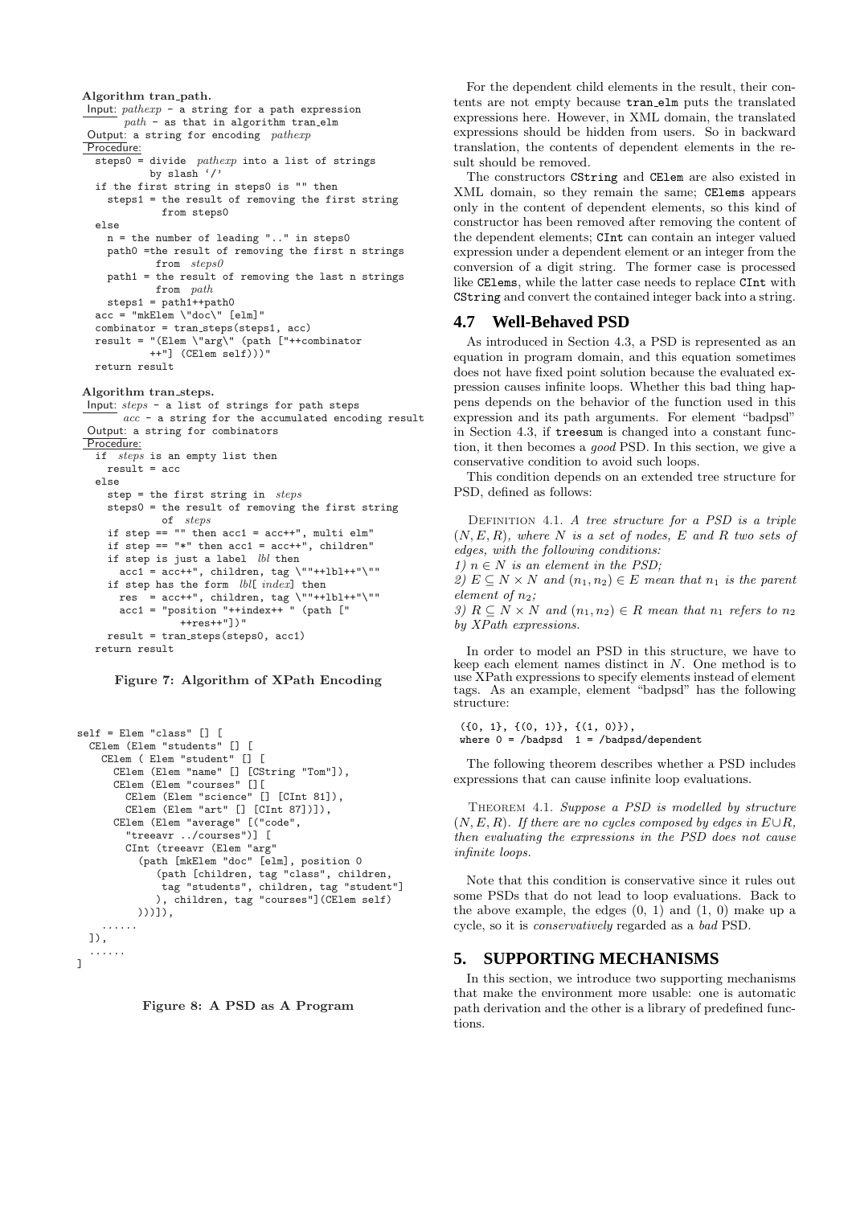```
Algorithm tran_path.
Input: pathexp - a string for a path expression
       path - as that in algorithm tran_elm
Output: a string for encoding pathexp
Procedure:
  steps0 = divide pathexp into a list of strings
           by slash '/'
  if the first string in steps0 is "" then
    steps1 = the result of removing the first string
             from steps0
  else
    n = the number of leading ".." in steps0
    path0 =the result of removing the first n strings
           from steps0
    path1 = the result of removing the last n strings
           from path
    steps1 = path1++path0
  acc = "mkElem \"doc\" [elm]"
  combinator = tran_steps(steps1, acc)
  result = "(Elem \"arg\" (path ["++combinator
           ++"] (CElem self)))"
  return result

Algorithm tran_steps.
Input: steps - a list of strings for path steps
       acc - a string for the accumulated encoding result
Output: a string for combinators
Procedure:
  if steps is an empty list then
    result = acc
  else
    step = the first string in steps
    steps0 = the result of removing the first string
             of steps
    if step == "" then acc1 = acc++", multi elm"
    if step == "*" then acc1 = acc++", children"
    if step is just a label lbl then
      acc1 = acc++", children, tag \""++lbl++"\""
    if step has the form lbl[ index] then
      res  = acc++", children, tag \""++lbl++"\""
      acc1 = "position "++index++ " (path ["
             ++res++"])"
    result = tran_steps(steps0, acc1)
  return result
```

**Figure 7: Algorithm of XPath Encoding**

```
self = Elem "class" [] [
  CElem (Elem "students" [] [
    CElem ( Elem "student" [] [
      CElem (Elem "name" [] [CString "Tom"]),
      CElem (Elem "courses" [][
        CElem (Elem "science" [] [CInt 81]),
        CElem (Elem "art" [] [CInt 87])]),
      CElem (Elem "average" [("code",
        "treeavr ../courses")] [
        CInt (treeavr (Elem "arg"
          (path [mkElem "doc" [elm], position 0
            (path [children, tag "class", children,
             tag "students", children, tag "student"]
            ), children, tag "courses"](CElem self)
          )))]),
    ......
  ]),
  ......
]
```

**Figure 8: A PSD as A Program**

For the dependent child elements in the result, their contents are not empty because `tran_elm` puts the translated expressions here. However, in XML domain, the translated expressions should be hidden from users. So in backward translation, the contents of dependent elements in the result should be removed.

The constructors `CString` and `CElem` are also existed in XML domain, so they remain the same; `CElems` appears only in the content of dependent elements, so this kind of constructor has been removed after removing the content of the dependent elements; `CInt` can contain an integer valued expression under a dependent element or an integer from the conversion of a digit string. The former case is processed like `CElems`, while the latter case needs to replace `CInt` with `CString` and convert the contained integer back into a string.

## 4.7 Well-Behaved PSD

As introduced in Section 4.3, a PSD is represented as an equation in program domain, and this equation sometimes does not have fixed point solution because the evaluated expression causes infinite loops. Whether this bad thing happens depends on the behavior of the function used in this expression and its path arguments. For element "badpsd" in Section 4.3, if `treesum` is changed into a constant function, it then becomes a *good* PSD. In this section, we give a conservative condition to avoid such loops.

This condition depends on an extended tree structure for PSD, defined as follows:

Definition 4.1. *A tree structure for a PSD is a triple $(N, E, R)$, where $N$ is a set of nodes, $E$ and $R$ two sets of edges, with the following conditions:*
*1) $n \in N$ is an element in the PSD;*
*2) $E \subseteq N \times N$ and $(n_1, n_2) \in E$ mean that $n_1$ is the parent element of $n_2$;*
*3) $R \subseteq N \times N$ and $(n_1, n_2) \in R$ mean that $n_1$ refers to $n_2$ by XPath expressions.*

In order to model an PSD in this structure, we have to keep each element names distinct in $N$. One method is to use XPath expressions to specify elements instead of element tags. As an example, element "badpsd" has the following structure:

```
({0, 1}, {(0, 1)}, {(1, 0)}),
 where 0 = /badpsd  1 = /badpsd/dependent
```

The following theorem describes whether a PSD includes expressions that can cause infinite loop evaluations.

Theorem 4.1. *Suppose a PSD is modelled by structure $(N, E, R)$. If there are no cycles composed by edges in $E \cup R$, then evaluating the expressions in the PSD does not cause infinite loops.*

Note that this condition is conservative since it rules out some PSDs that do not lead to loop evaluations. Back to the above example, the edges (0, 1) and (1, 0) make up a cycle, so it is *conservatively* regarded as a *bad* PSD.

# 5. SUPPORTING MECHANISMS

In this section, we introduce two supporting mechanisms that make the environment more usable: one is automatic path derivation and the other is a library of predefined functions.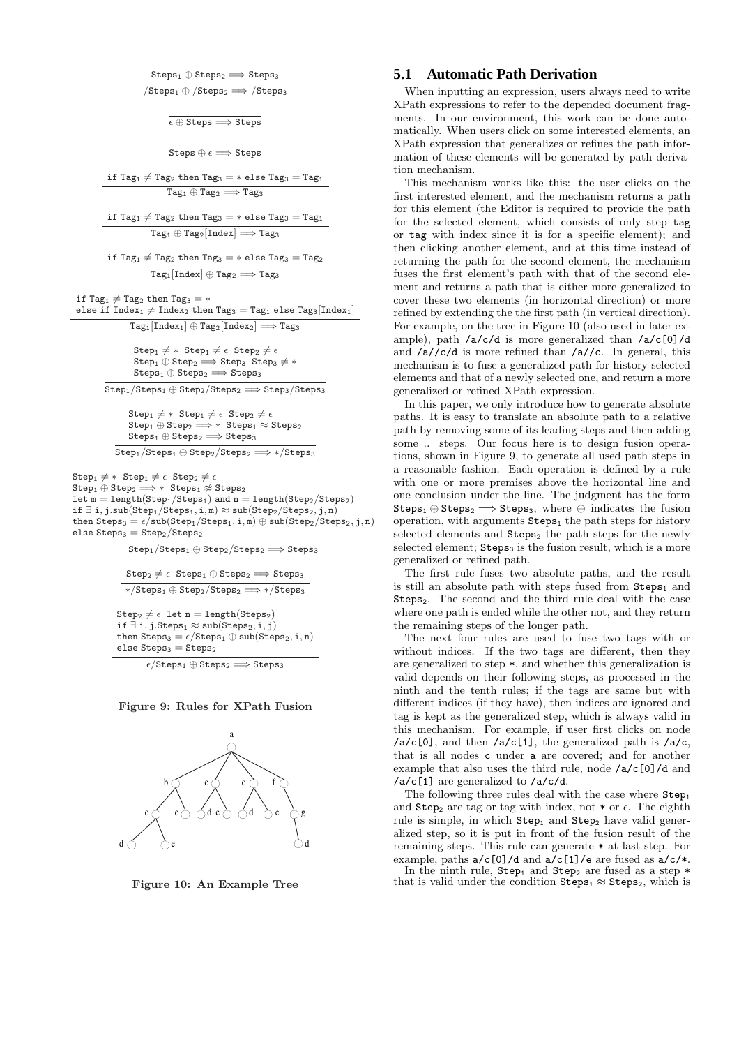$$\frac{\mathtt{Steps}_1 \oplus \mathtt{Steps}_2 \Longrightarrow \mathtt{Steps}_3}{/\mathtt{Steps}_1 \oplus /\mathtt{Steps}_2 \Longrightarrow /\mathtt{Steps}_3}$$

$$\frac{}{\epsilon \oplus \mathtt{Steps} \Longrightarrow \mathtt{Steps}}$$

$$\frac{}{\mathtt{Steps} \oplus \epsilon \Longrightarrow \mathtt{Steps}}$$

$$\frac{\text{if } \mathtt{Tag}_1 \neq \mathtt{Tag}_2 \text{ then } \mathtt{Tag}_3 = * \text{ else } \mathtt{Tag}_3 = \mathtt{Tag}_1}{\mathtt{Tag}_1 \oplus \mathtt{Tag}_2 \Longrightarrow \mathtt{Tag}_3}$$

$$\frac{\text{if } \mathtt{Tag}_1 \neq \mathtt{Tag}_2 \text{ then } \mathtt{Tag}_3 = * \text{ else } \mathtt{Tag}_3 = \mathtt{Tag}_1}{\mathtt{Tag}_1 \oplus \mathtt{Tag}_2[\mathtt{Index}] \Longrightarrow \mathtt{Tag}_3}$$

$$\frac{\text{if } \mathtt{Tag}_1 \neq \mathtt{Tag}_2 \text{ then } \mathtt{Tag}_3 = * \text{ else } \mathtt{Tag}_3 = \mathtt{Tag}_2}{\mathtt{Tag}_1[\mathtt{Index}] \oplus \mathtt{Tag}_2 \Longrightarrow \mathtt{Tag}_3}$$

$$\frac{\begin{array}{l}\text{if } \mathtt{Tag}_1 \neq \mathtt{Tag}_2 \text{ then } \mathtt{Tag}_3 = * \\ \text{else if } \mathtt{Index}_1 \neq \mathtt{Index}_2 \text{ then } \mathtt{Tag}_3 = \mathtt{Tag}_1 \text{ else } \mathtt{Tag}_3[\mathtt{Index}_1]\end{array}}{\mathtt{Tag}_1[\mathtt{Index}_1] \oplus \mathtt{Tag}_2[\mathtt{Index}_2] \Longrightarrow \mathtt{Tag}_3}$$

$$\frac{\begin{array}{l}\mathtt{Step}_1 \neq * \;\; \mathtt{Step}_1 \neq \epsilon \;\; \mathtt{Step}_2 \neq \epsilon \\ \mathtt{Step}_1 \oplus \mathtt{Step}_2 \Longrightarrow \mathtt{Step}_3 \;\; \mathtt{Step}_3 \neq * \\ \mathtt{Steps}_1 \oplus \mathtt{Steps}_2 \Longrightarrow \mathtt{Steps}_3\end{array}}{\mathtt{Step}_1/\mathtt{Steps}_1 \oplus \mathtt{Step}_2/\mathtt{Steps}_2 \Longrightarrow \mathtt{Step}_3/\mathtt{Steps}_3}$$

$$\frac{\begin{array}{l}\mathtt{Step}_1 \neq * \;\; \mathtt{Step}_1 \neq \epsilon \;\; \mathtt{Step}_2 \neq \epsilon \\ \mathtt{Step}_1 \oplus \mathtt{Step}_2 \Longrightarrow * \;\; \mathtt{Steps}_1 \approx \mathtt{Steps}_2 \\ \mathtt{Steps}_1 \oplus \mathtt{Steps}_2 \Longrightarrow \mathtt{Steps}_3\end{array}}{\mathtt{Step}_1/\mathtt{Steps}_1 \oplus \mathtt{Step}_2/\mathtt{Steps}_2 \Longrightarrow */\mathtt{Steps}_3}$$

$$\frac{\begin{array}{l}\mathtt{Step}_1 \neq * \;\; \mathtt{Step}_1 \neq \epsilon \;\; \mathtt{Step}_2 \neq \epsilon \\ \mathtt{Step}_1 \oplus \mathtt{Step}_2 \Longrightarrow * \;\; \mathtt{Steps}_1 \not\approx \mathtt{Steps}_2 \\ \text{let } \mathtt{m} = \mathtt{length}(\mathtt{Step}_1/\mathtt{Steps}_1) \text{ and } \mathtt{n} = \mathtt{length}(\mathtt{Step}_2/\mathtt{Steps}_2) \\ \text{if } \exists\, \mathtt{i}, \mathtt{j}.\mathtt{sub}(\mathtt{Step}_1/\mathtt{Steps}_1, \mathtt{i}, \mathtt{m}) \approx \mathtt{sub}(\mathtt{Step}_2/\mathtt{Steps}_2, \mathtt{j}, \mathtt{n}) \\ \text{then } \mathtt{Steps}_3 = \epsilon/\mathtt{sub}(\mathtt{Step}_1/\mathtt{Steps}_1, \mathtt{i}, \mathtt{m}) \oplus \mathtt{sub}(\mathtt{Step}_2/\mathtt{Steps}_2, \mathtt{j}, \mathtt{n}) \\ \text{else } \mathtt{Steps}_3 = \mathtt{Step}_2/\mathtt{Steps}_2\end{array}}{\mathtt{Step}_1/\mathtt{Steps}_1 \oplus \mathtt{Step}_2/\mathtt{Steps}_2 \Longrightarrow \mathtt{Steps}_3}$$

$$\frac{\mathtt{Step}_2 \neq \epsilon \;\; \mathtt{Steps}_1 \oplus \mathtt{Steps}_2 \Longrightarrow \mathtt{Steps}_3}{*/\mathtt{Steps}_1 \oplus \mathtt{Step}_2/\mathtt{Steps}_2 \Longrightarrow */\mathtt{Steps}_3}$$

$$\frac{\begin{array}{l}\mathtt{Step}_2 \neq \epsilon \;\; \text{let } \mathtt{n} = \mathtt{length}(\mathtt{Steps}_2) \\ \text{if } \exists\, \mathtt{i}, \mathtt{j}.\mathtt{Steps}_1 \approx \mathtt{sub}(\mathtt{Steps}_2, \mathtt{i}, \mathtt{j}) \\ \text{then } \mathtt{Steps}_3 = \epsilon/\mathtt{Steps}_1 \oplus \mathtt{sub}(\mathtt{Steps}_2, \mathtt{i}, \mathtt{n}) \\ \text{else } \mathtt{Steps}_3 = \mathtt{Steps}_2\end{array}}{\epsilon/\mathtt{Steps}_1 \oplus \mathtt{Steps}_2 \Longrightarrow \mathtt{Steps}_3}$$

**Figure 9: Rules for XPath Fusion**

**Figure 10: An Example Tree**

### 5.1 Automatic Path Derivation

When inputting an expression, users always need to write XPath expressions to refer to the depended document fragments. In our environment, this work can be done automatically. When users click on some interested elements, an XPath expression that generalizes or refines the path information of these elements will be generated by path derivation mechanism.

This mechanism works like this: the user clicks on the first interested element, and the mechanism returns a path for this element (the Editor is required to provide the path for the selected element, which consists of only step `tag` or `tag` with index since it is for a specific element); and then clicking another element, and at this time instead of returning the path for the second element, the mechanism fuses the first element's path with that of the second element and returns a path that is either more generalized to cover these two elements (in horizontal direction) or more refined by extending the the first path (in vertical direction). For example, on the tree in Figure 10 (also used in later example), path `/a/c/d` is more generalized than `/a/c[0]/d` and `/a//c/d` is more refined than `/a//c`. In general, this mechanism is to fuse a generalized path for history selected elements and that of a newly selected one, and return a more generalized or refined XPath expression.

In this paper, we only introduce how to generate absolute paths. It is easy to translate an absolute path to a relative path by removing some of its leading steps and then adding some .. steps. Our focus here is to design fusion operations, shown in Figure 9, to generate all used path steps in a reasonable fashion. Each operation is defined by a rule with one or more premises above the horizontal line and one conclusion under the line. The judgment has the form $\mathtt{Steps}_1 \oplus \mathtt{Steps}_2 \Longrightarrow \mathtt{Steps}_3$, where $\oplus$ indicates the fusion operation, with arguments $\mathtt{Steps}_1$ the path steps for history selected elements and $\mathtt{Steps}_2$ the path steps for the newly selected element; $\mathtt{Steps}_3$ is the fusion result, which is a more generalized or refined path.

The first rule fuses two absolute paths, and the result is still an absolute path with steps fused from $\mathtt{Steps}_1$ and $\mathtt{Steps}_2$. The second and the third rule deal with the case where one path is ended while the other not, and they return the remaining steps of the longer path.

The next four rules are used to fuse two tags with or without indices. If the two tags are different, then they are generalized to step `*`, and whether this generalization is valid depends on their following steps, as processed in the ninth and the tenth rules; if the tags are same but with different indices (if they have), then indices are ignored and tag is kept as the generalized step, which is always valid in this mechanism. For example, if user first clicks on node `/a/c[0]`, and then `/a/c[1]`, the generalized path is `/a/c`, that is all nodes `c` under `a` are covered; and for another example that also uses the third rule, node `/a/c[0]/d` and `/a/c[1]` are generalized to `/a/c/d`.

The following three rules deal with the case where $\mathtt{Step}_1$ and $\mathtt{Step}_2$ are tag or tag with index, not `*` or $\epsilon$. The eighth rule is simple, in which $\mathtt{Step}_1$ and $\mathtt{Step}_2$ have valid generalized step, so it is put in front of the fusion result of the remaining steps. This rule can generate `*` at last step. For example, paths `a/c[0]/d` and `a/c[1]/e` are fused as `a/c/*`.

In the ninth rule, $\mathtt{Step}_1$ and $\mathtt{Step}_2$ are fused as a step `*` that is valid under the condition $\mathtt{Steps}_1 \approx \mathtt{Steps}_2$, which is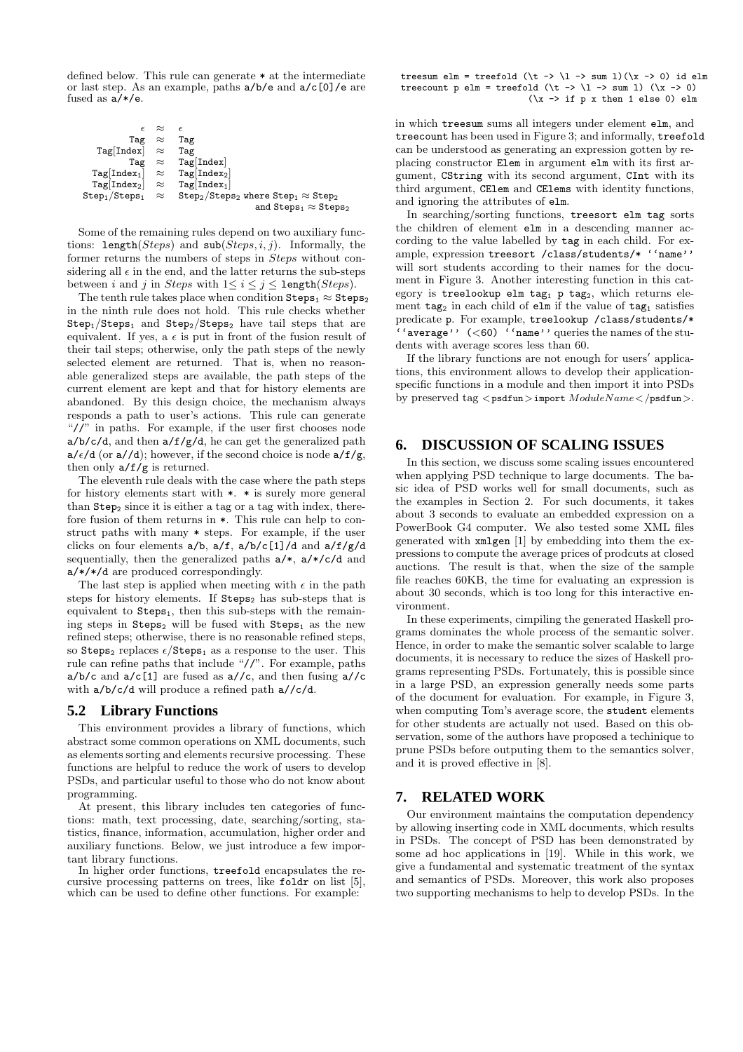defined below. This rule can generate * at the intermediate or last step. As an example, paths a/b/e and a/c[0]/e are fused as a/*/e.

$$
\begin{array}{rcl}
\epsilon & \approx & \epsilon \\
\texttt{Tag} & \approx & \texttt{Tag} \\
\texttt{Tag[Index]} & \approx & \texttt{Tag} \\
\texttt{Tag} & \approx & \texttt{Tag[Index]} \\
\texttt{Tag[Index}_1] & \approx & \texttt{Tag[Index}_2] \\
\texttt{Tag[Index}_2] & \approx & \texttt{Tag[Index}_1] \\
\texttt{Step}_1/\texttt{Steps}_1 & \approx & \texttt{Step}_2/\texttt{Steps}_2 \text{ where } \texttt{Step}_1 \approx \texttt{Step}_2 \\
 & & \text{and } \texttt{Steps}_1 \approx \texttt{Steps}_2
\end{array}
$$

Some of the remaining rules depend on two auxiliary functions: length(*Steps*) and sub(*Steps*, *i*, *j*). Informally, the former returns the numbers of steps in *Steps* without considering all $\epsilon$ in the end, and the latter returns the sub-steps between *i* and *j* in *Steps* with $1 \leq i \leq j \leq$ length(*Steps*).

The tenth rule takes place when condition $\texttt{Steps}_1 \approx \texttt{Steps}_2$ in the ninth rule does not hold. This rule checks whether $\texttt{Step}_1/\texttt{Steps}_1$ and $\texttt{Step}_2/\texttt{Steps}_2$ have tail steps that are equivalent. If yes, a $\epsilon$ is put in front of the fusion result of their tail steps; otherwise, only the path steps of the newly selected element are returned. That is, when no reasonable generalized steps are available, the path steps of the current element are kept and that for history elements are abandoned. By this design choice, the mechanism always responds a path to user's actions. This rule can generate "//" in paths. For example, if the user first chooses node a/b/c/d, and then a/f/g/d, he can get the generalized path a/$\epsilon$/d (or a//d); however, if the second choice is node a/f/g, then only a/f/g is returned.

The eleventh rule deals with the case where the path steps for history elements start with *. * is surely more general than $\texttt{Step}_2$ since it is either a tag or a tag with index, therefore fusion of them returns in *. This rule can help to construct paths with many * steps. For example, if the user clicks on four elements a/b, a/f, a/b/c[1]/d and a/f/g/d sequentially, then the generalized paths a/*, a/*/c/d and a/*/*/d are produced correspondingly.

The last step is applied when meeting with $\epsilon$ in the path steps for history elements. If $\texttt{Steps}_2$ has sub-steps that is equivalent to $\texttt{Steps}_1$, then this sub-steps with the remaining steps in $\texttt{Steps}_2$ will be fused with $\texttt{Steps}_1$ as the new refined steps; otherwise, there is no reasonable refined steps, so $\texttt{Steps}_2$ replaces $\epsilon/\texttt{Steps}_1$ as a response to the user. This rule can refine paths that include "//". For example, paths a/b/c and a/c[1] are fused as a//c, and then fusing a//c with a/b/c/d will produce a refined path a//c/d.

## 5.2 Library Functions

This environment provides a library of functions, which abstract some common operations on XML documents, such as elements sorting and elements recursive processing. These functions are helpful to reduce the work of users to develop PSDs, and particular useful to those who do not know about programming.

At present, this library includes ten categories of functions: math, text processing, date, searching/sorting, statistics, finance, information, accumulation, higher order and auxiliary functions. Below, we just introduce a few important library functions.

In higher order functions, treefold encapsulates the recursive processing patterns on trees, like foldr on list [5], which can be used to define other functions. For example:

```
treesum elm = treefold (\t -> \l -> sum l)(\x -> 0) id elm
treecount p elm = treefold (\t -> \l -> sum l) (\x -> 0)
                       (\x -> if p x then 1 else 0) elm
```

in which treesum sums all integers under element elm, and treecount has been used in Figure 3; and informally, treefold can be understood as generating an expression gotten by replacing constructor Elem in argument elm with its first argument, CString with its second argument, CInt with its third argument, CElem and CElems with identity functions, and ignoring the attributes of elm.

In searching/sorting functions, treesort elm tag sorts the children of element elm in a descending manner according to the value labelled by tag in each child. For example, expression treesort /class/students/* ''name'' will sort students according to their names for the document in Figure 3. Another interesting function in this category is treelookup elm $\texttt{tag}_1$ p $\texttt{tag}_2$, which returns element $\texttt{tag}_2$ in each child of elm if the value of $\texttt{tag}_1$ satisfies predicate p. For example, treelookup /class/students/* ''average'' (<60) ''name'' queries the names of the students with average scores less than 60.

If the library functions are not enough for users′ applications, this environment allows to develop their application-specific functions in a module and then import it into PSDs by preserved tag <psdfun>import *ModuleName*</psdfun>.

# 6. DISCUSSION OF SCALING ISSUES

In this section, we discuss some scaling issues encountered when applying PSD technique to large documents. The basic idea of PSD works well for small documents, such as the examples in Section 2. For such documents, it takes about 3 seconds to evaluate an embedded expression on a PowerBook G4 computer. We also tested some XML files generated with xmlgen [1] by embedding into them the expressions to compute the average prices of prodcuts at closed auctions. The result is that, when the size of the sample file reaches 60KB, the time for evaluating an expression is about 30 seconds, which is too long for this interactive environment.

In these experiments, cimpiling the generated Haskell programs dominates the whole process of the semantic solver. Hence, in order to make the semantic solver scalable to large documents, it is necessary to reduce the sizes of Haskell programs representing PSDs. Fortunately, this is possible since in a large PSD, an expression generally needs some parts of the document for evaluation. For example, in Figure 3, when computing Tom's average score, the student elements for other students are actually not used. Based on this observation, some of the authors have proposed a techinique to prune PSDs before outputing them to the semantics solver, and it is proved effective in [8].

# 7. RELATED WORK

Our environment maintains the computation dependency by allowing inserting code in XML documents, which results in PSDs. The concept of PSD has been demonstrated by some ad hoc applications in [19]. While in this work, we give a fundamental and systematic treatment of the syntax and semantics of PSDs. Moreover, this work also proposes two supporting mechanisms to help to develop PSDs. In the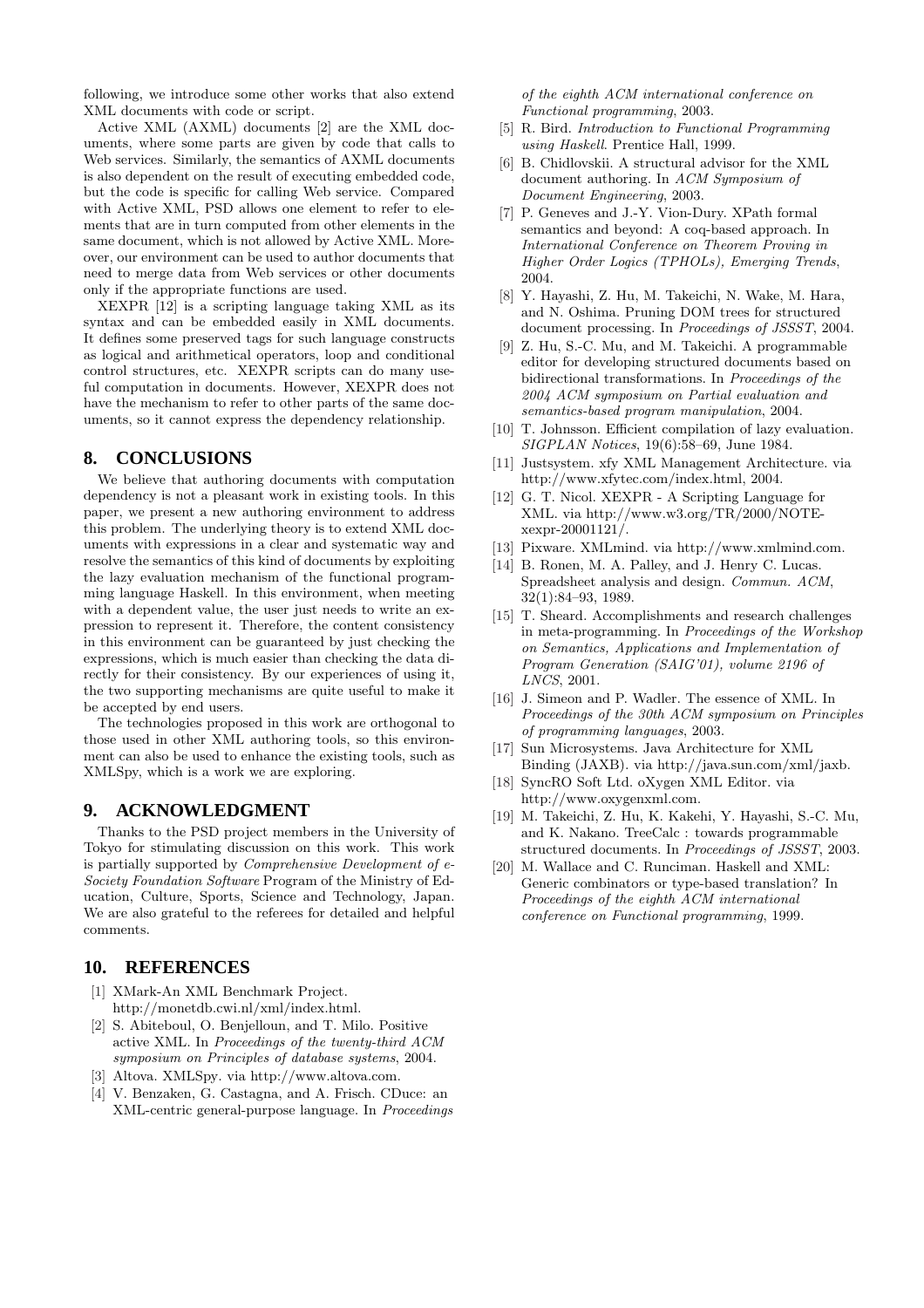following, we introduce some other works that also extend XML documents with code or script.

Active XML (AXML) documents [2] are the XML documents, where some parts are given by code that calls to Web services. Similarly, the semantics of AXML documents is also dependent on the result of executing embedded code, but the code is specific for calling Web service. Compared with Active XML, PSD allows one element to refer to elements that are in turn computed from other elements in the same document, which is not allowed by Active XML. Moreover, our environment can be used to author documents that need to merge data from Web services or other documents only if the appropriate functions are used.

XEXPR [12] is a scripting language taking XML as its syntax and can be embedded easily in XML documents. It defines some preserved tags for such language constructs as logical and arithmetical operators, loop and conditional control structures, etc. XEXPR scripts can do many useful computation in documents. However, XEXPR does not have the mechanism to refer to other parts of the same documents, so it cannot express the dependency relationship.

## 8. CONCLUSIONS

We believe that authoring documents with computation dependency is not a pleasant work in existing tools. In this paper, we present a new authoring environment to address this problem. The underlying theory is to extend XML documents with expressions in a clear and systematic way and resolve the semantics of this kind of documents by exploiting the lazy evaluation mechanism of the functional programming language Haskell. In this environment, when meeting with a dependent value, the user just needs to write an expression to represent it. Therefore, the content consistency in this environment can be guaranteed by just checking the expressions, which is much easier than checking the data directly for their consistency. By our experiences of using it, the two supporting mechanisms are quite useful to make it be accepted by end users.

The technologies proposed in this work are orthogonal to those used in other XML authoring tools, so this environment can also be used to enhance the existing tools, such as XMLSpy, which is a work we are exploring.

## 9. ACKNOWLEDGMENT

Thanks to the PSD project members in the University of Tokyo for stimulating discussion on this work. This work is partially supported by *Comprehensive Development of e-Society Foundation Software* Program of the Ministry of Education, Culture, Sports, Science and Technology, Japan. We are also grateful to the referees for detailed and helpful comments.

## 10. REFERENCES

[1] XMark-An XML Benchmark Project. http://monetdb.cwi.nl/xml/index.html.

[2] S. Abiteboul, O. Benjelloun, and T. Milo. Positive active XML. In *Proceedings of the twenty-third ACM symposium on Principles of database systems*, 2004.

[3] Altova. XMLSpy. via http://www.altova.com.

[4] V. Benzaken, G. Castagna, and A. Frisch. CDuce: an XML-centric general-purpose language. In *Proceedings of the eighth ACM international conference on Functional programming*, 2003.

[5] R. Bird. *Introduction to Functional Programming using Haskell*. Prentice Hall, 1999.

[6] B. Chidlovskii. A structural advisor for the XML document authoring. In *ACM Symposium of Document Engineering*, 2003.

[7] P. Geneves and J.-Y. Vion-Dury. XPath formal semantics and beyond: A coq-based approach. In *International Conference on Theorem Proving in Higher Order Logics (TPHOLs), Emerging Trends*, 2004.

[8] Y. Hayashi, Z. Hu, M. Takeichi, N. Wake, M. Hara, and N. Oshima. Pruning DOM trees for structured document processing. In *Proceedings of JSSST*, 2004.

[9] Z. Hu, S.-C. Mu, and M. Takeichi. A programmable editor for developing structured documents based on bidirectional transformations. In *Proceedings of the 2004 ACM symposium on Partial evaluation and semantics-based program manipulation*, 2004.

[10] T. Johnsson. Efficient compilation of lazy evaluation. *SIGPLAN Notices*, 19(6):58–69, June 1984.

[11] Justsystem. xfy XML Management Architecture. via http://www.xfytec.com/index.html, 2004.

[12] G. T. Nicol. XEXPR - A Scripting Language for XML. via http://www.w3.org/TR/2000/NOTE-xexpr-20001121/.

[13] Pixware. XMLmind. via http://www.xmlmind.com.

[14] B. Ronen, M. A. Palley, and J. Henry C. Lucas. Spreadsheet analysis and design. *Commun. ACM*, 32(1):84–93, 1989.

[15] T. Sheard. Accomplishments and research challenges in meta-programming. In *Proceedings of the Workshop on Semantics, Applications and Implementation of Program Generation (SAIG'01), volume 2196 of LNCS*, 2001.

[16] J. Simeon and P. Wadler. The essence of XML. In *Proceedings of the 30th ACM symposium on Principles of programming languages*, 2003.

[17] Sun Microsystems. Java Architecture for XML Binding (JAXB). via http://java.sun.com/xml/jaxb.

[18] SyncRO Soft Ltd. oXygen XML Editor. via http://www.oxygenxml.com.

[19] M. Takeichi, Z. Hu, K. Kakehi, Y. Hayashi, S.-C. Mu, and K. Nakano. TreeCalc : towards programmable structured documents. In *Proceedings of JSSST*, 2003.

[20] M. Wallace and C. Runciman. Haskell and XML: Generic combinators or type-based translation? In *Proceedings of the eighth ACM international conference on Functional programming*, 1999.